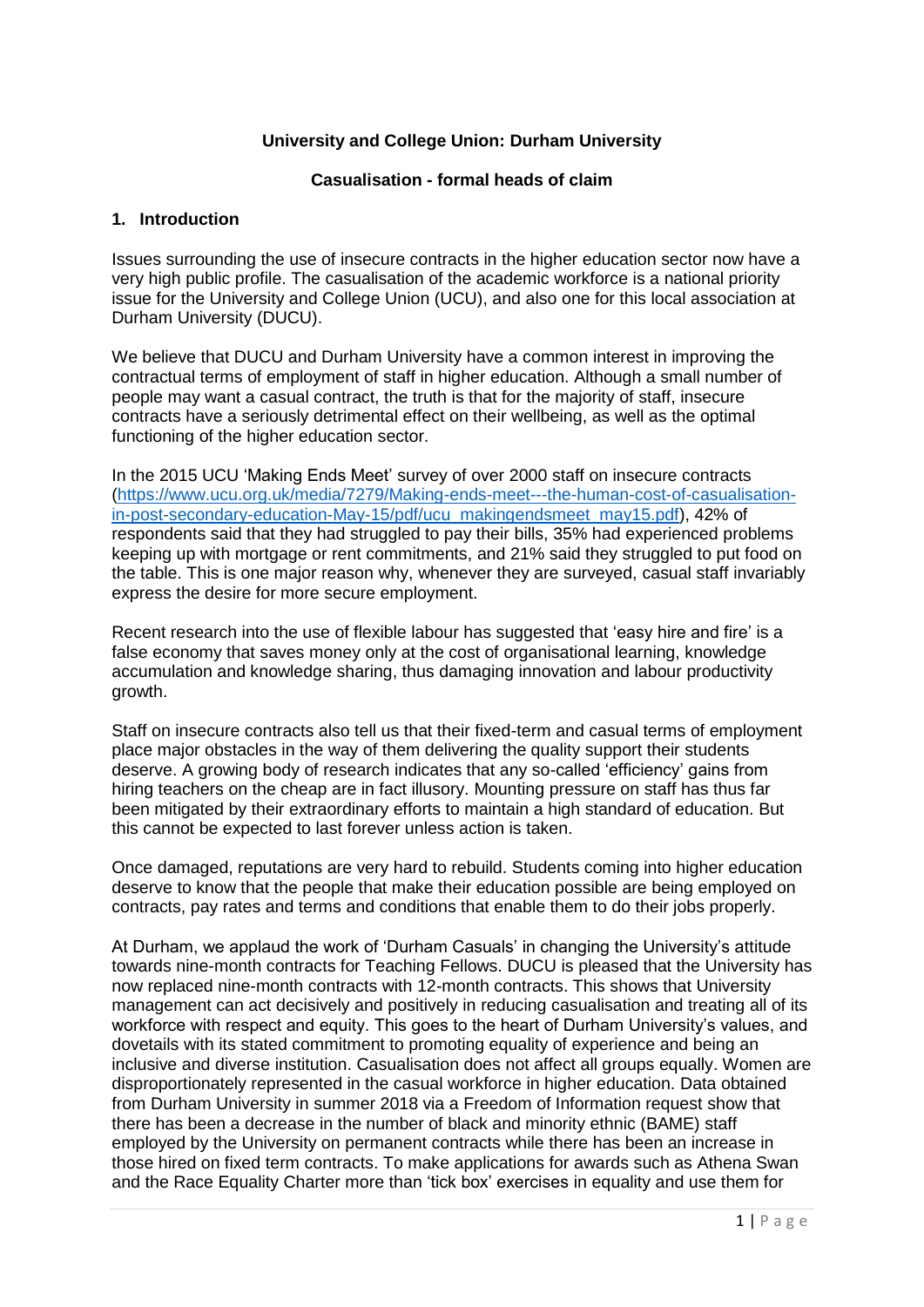**University and College Union: Durham University**

**Casualisation - formal heads of claim**

## 1. Introduction

Issues surrounding the use of insecure contracts in the higher education sector now have a very high public profile. The casualisation of the academic workforce is a national priority issue for the University and College Union (UCU), and also one for this local association at Durham University (DUCU).

We believe that DUCU and Durham University have a common interest in improving the contractual terms of employment of staff in higher education. Although a small number of people may want a casual contract, the truth is that for the majority of staff, insecure contracts have a seriously detrimental effect on their wellbeing, as well as the optimal functioning of the higher education sector.

In the 2015 UCU 'Making Ends Meet' survey of over 2000 staff on insecure contracts (https://www.ucu.org.uk/media/7279/Making-ends-meet---the-human-cost-of-casualisation-in-post-secondary-education-May-15/pdf/ucu_makingendsmeet_may15.pdf), 42% of respondents said that they had struggled to pay their bills, 35% had experienced problems keeping up with mortgage or rent commitments, and 21% said they struggled to put food on the table. This is one major reason why, whenever they are surveyed, casual staff invariably express the desire for more secure employment.

Recent research into the use of flexible labour has suggested that 'easy hire and fire' is a false economy that saves money only at the cost of organisational learning, knowledge accumulation and knowledge sharing, thus damaging innovation and labour productivity growth.

Staff on insecure contracts also tell us that their fixed-term and casual terms of employment place major obstacles in the way of them delivering the quality support their students deserve. A growing body of research indicates that any so-called 'efficiency' gains from hiring teachers on the cheap are in fact illusory. Mounting pressure on staff has thus far been mitigated by their extraordinary efforts to maintain a high standard of education. But this cannot be expected to last forever unless action is taken.

Once damaged, reputations are very hard to rebuild. Students coming into higher education deserve to know that the people that make their education possible are being employed on contracts, pay rates and terms and conditions that enable them to do their jobs properly.

At Durham, we applaud the work of 'Durham Casuals' in changing the University's attitude towards nine-month contracts for Teaching Fellows. DUCU is pleased that the University has now replaced nine-month contracts with 12-month contracts. This shows that University management can act decisively and positively in reducing casualisation and treating all of its workforce with respect and equity. This goes to the heart of Durham University's values, and dovetails with its stated commitment to promoting equality of experience and being an inclusive and diverse institution. Casualisation does not affect all groups equally. Women are disproportionately represented in the casual workforce in higher education. Data obtained from Durham University in summer 2018 via a Freedom of Information request show that there has been a decrease in the number of black and minority ethnic (BAME) staff employed by the University on permanent contracts while there has been an increase in those hired on fixed term contracts. To make applications for awards such as Athena Swan and the Race Equality Charter more than 'tick box' exercises in equality and use them for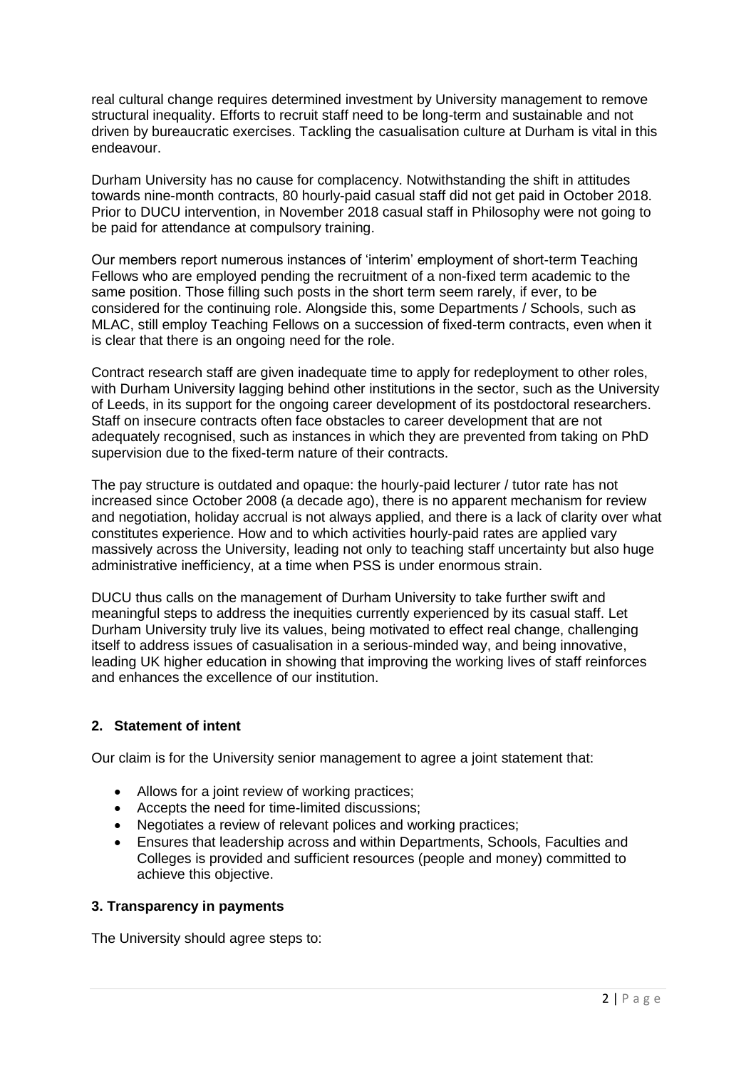real cultural change requires determined investment by University management to remove structural inequality. Efforts to recruit staff need to be long-term and sustainable and not driven by bureaucratic exercises. Tackling the casualisation culture at Durham is vital in this endeavour.

Durham University has no cause for complacency. Notwithstanding the shift in attitudes towards nine-month contracts, 80 hourly-paid casual staff did not get paid in October 2018. Prior to DUCU intervention, in November 2018 casual staff in Philosophy were not going to be paid for attendance at compulsory training.

Our members report numerous instances of 'interim' employment of short-term Teaching Fellows who are employed pending the recruitment of a non-fixed term academic to the same position. Those filling such posts in the short term seem rarely, if ever, to be considered for the continuing role. Alongside this, some Departments / Schools, such as MLAC, still employ Teaching Fellows on a succession of fixed-term contracts, even when it is clear that there is an ongoing need for the role.

Contract research staff are given inadequate time to apply for redeployment to other roles, with Durham University lagging behind other institutions in the sector, such as the University of Leeds, in its support for the ongoing career development of its postdoctoral researchers. Staff on insecure contracts often face obstacles to career development that are not adequately recognised, such as instances in which they are prevented from taking on PhD supervision due to the fixed-term nature of their contracts.

The pay structure is outdated and opaque: the hourly-paid lecturer / tutor rate has not increased since October 2008 (a decade ago), there is no apparent mechanism for review and negotiation, holiday accrual is not always applied, and there is a lack of clarity over what constitutes experience. How and to which activities hourly-paid rates are applied vary massively across the University, leading not only to teaching staff uncertainty but also huge administrative inefficiency, at a time when PSS is under enormous strain.

DUCU thus calls on the management of Durham University to take further swift and meaningful steps to address the inequities currently experienced by its casual staff. Let Durham University truly live its values, being motivated to effect real change, challenging itself to address issues of casualisation in a serious-minded way, and being innovative, leading UK higher education in showing that improving the working lives of staff reinforces and enhances the excellence of our institution.

## 2. Statement of intent

Our claim is for the University senior management to agree a joint statement that:

- Allows for a joint review of working practices;
- Accepts the need for time-limited discussions;
- Negotiates a review of relevant polices and working practices;
- Ensures that leadership across and within Departments, Schools, Faculties and Colleges is provided and sufficient resources (people and money) committed to achieve this objective.

## 3. Transparency in payments

The University should agree steps to: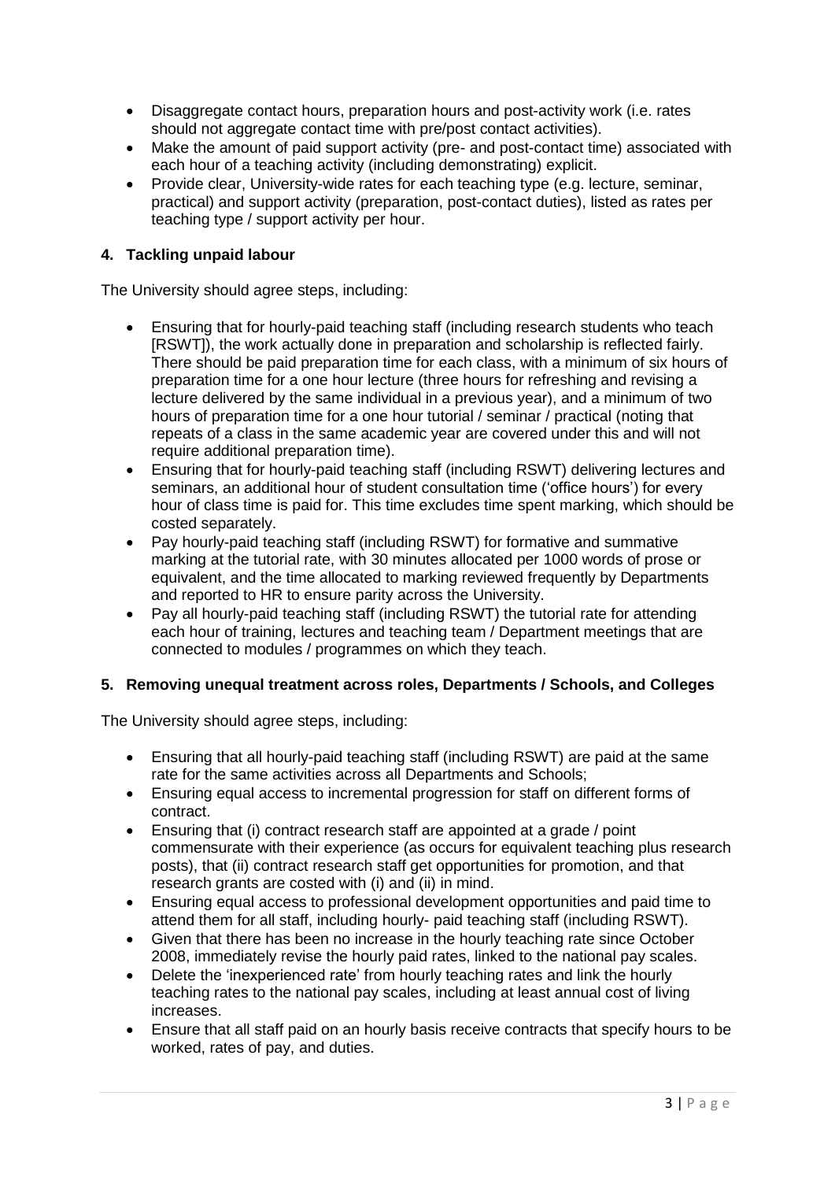- Disaggregate contact hours, preparation hours and post-activity work (i.e. rates should not aggregate contact time with pre/post contact activities).
- Make the amount of paid support activity (pre- and post-contact time) associated with each hour of a teaching activity (including demonstrating) explicit.
- Provide clear, University-wide rates for each teaching type (e.g. lecture, seminar, practical) and support activity (preparation, post-contact duties), listed as rates per teaching type / support activity per hour.

**4. Tackling unpaid labour**

The University should agree steps, including:

- Ensuring that for hourly-paid teaching staff (including research students who teach [RSWT]), the work actually done in preparation and scholarship is reflected fairly. There should be paid preparation time for each class, with a minimum of six hours of preparation time for a one hour lecture (three hours for refreshing and revising a lecture delivered by the same individual in a previous year), and a minimum of two hours of preparation time for a one hour tutorial / seminar / practical (noting that repeats of a class in the same academic year are covered under this and will not require additional preparation time).
- Ensuring that for hourly-paid teaching staff (including RSWT) delivering lectures and seminars, an additional hour of student consultation time ('office hours') for every hour of class time is paid for. This time excludes time spent marking, which should be costed separately.
- Pay hourly-paid teaching staff (including RSWT) for formative and summative marking at the tutorial rate, with 30 minutes allocated per 1000 words of prose or equivalent, and the time allocated to marking reviewed frequently by Departments and reported to HR to ensure parity across the University.
- Pay all hourly-paid teaching staff (including RSWT) the tutorial rate for attending each hour of training, lectures and teaching team / Department meetings that are connected to modules / programmes on which they teach.

**5. Removing unequal treatment across roles, Departments / Schools, and Colleges**

The University should agree steps, including:

- Ensuring that all hourly-paid teaching staff (including RSWT) are paid at the same rate for the same activities across all Departments and Schools;
- Ensuring equal access to incremental progression for staff on different forms of contract.
- Ensuring that (i) contract research staff are appointed at a grade / point commensurate with their experience (as occurs for equivalent teaching plus research posts), that (ii) contract research staff get opportunities for promotion, and that research grants are costed with (i) and (ii) in mind.
- Ensuring equal access to professional development opportunities and paid time to attend them for all staff, including hourly- paid teaching staff (including RSWT).
- Given that there has been no increase in the hourly teaching rate since October 2008, immediately revise the hourly paid rates, linked to the national pay scales.
- Delete the 'inexperienced rate' from hourly teaching rates and link the hourly teaching rates to the national pay scales, including at least annual cost of living increases.
- Ensure that all staff paid on an hourly basis receive contracts that specify hours to be worked, rates of pay, and duties.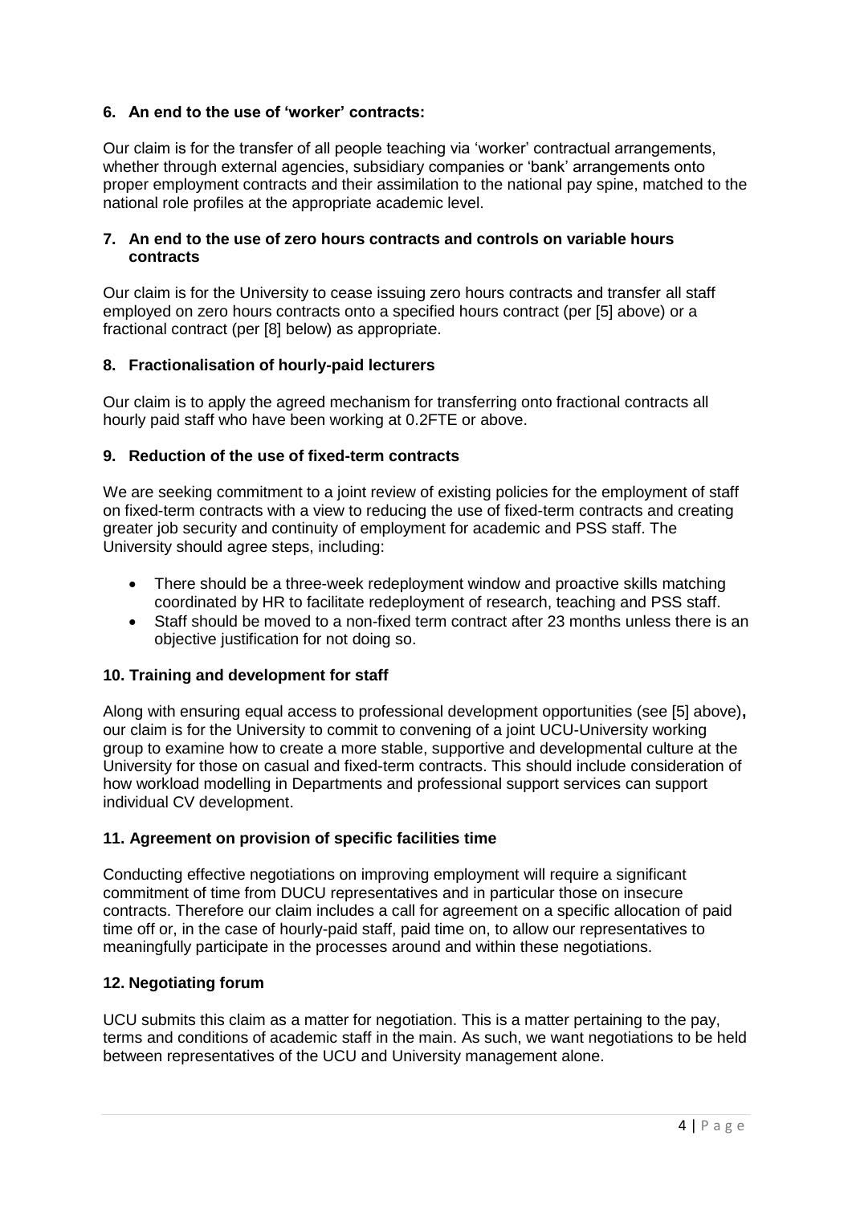**6. An end to the use of 'worker' contracts:**

Our claim is for the transfer of all people teaching via 'worker' contractual arrangements, whether through external agencies, subsidiary companies or 'bank' arrangements onto proper employment contracts and their assimilation to the national pay spine, matched to the national role profiles at the appropriate academic level.

**7. An end to the use of zero hours contracts and controls on variable hours contracts**

Our claim is for the University to cease issuing zero hours contracts and transfer all staff employed on zero hours contracts onto a specified hours contract (per [5] above) or a fractional contract (per [8] below) as appropriate.

**8. Fractionalisation of hourly-paid lecturers**

Our claim is to apply the agreed mechanism for transferring onto fractional contracts all hourly paid staff who have been working at 0.2FTE or above.

**9. Reduction of the use of fixed-term contracts**

We are seeking commitment to a joint review of existing policies for the employment of staff on fixed-term contracts with a view to reducing the use of fixed-term contracts and creating greater job security and continuity of employment for academic and PSS staff. The University should agree steps, including:

- There should be a three-week redeployment window and proactive skills matching coordinated by HR to facilitate redeployment of research, teaching and PSS staff.
- Staff should be moved to a non-fixed term contract after 23 months unless there is an objective justification for not doing so.

**10. Training and development for staff**

Along with ensuring equal access to professional development opportunities (see [5] above)**,** our claim is for the University to commit to convening of a joint UCU-University working group to examine how to create a more stable, supportive and developmental culture at the University for those on casual and fixed-term contracts. This should include consideration of how workload modelling in Departments and professional support services can support individual CV development.

**11. Agreement on provision of specific facilities time**

Conducting effective negotiations on improving employment will require a significant commitment of time from DUCU representatives and in particular those on insecure contracts. Therefore our claim includes a call for agreement on a specific allocation of paid time off or, in the case of hourly-paid staff, paid time on, to allow our representatives to meaningfully participate in the processes around and within these negotiations.

**12. Negotiating forum**

UCU submits this claim as a matter for negotiation. This is a matter pertaining to the pay, terms and conditions of academic staff in the main. As such, we want negotiations to be held between representatives of the UCU and University management alone.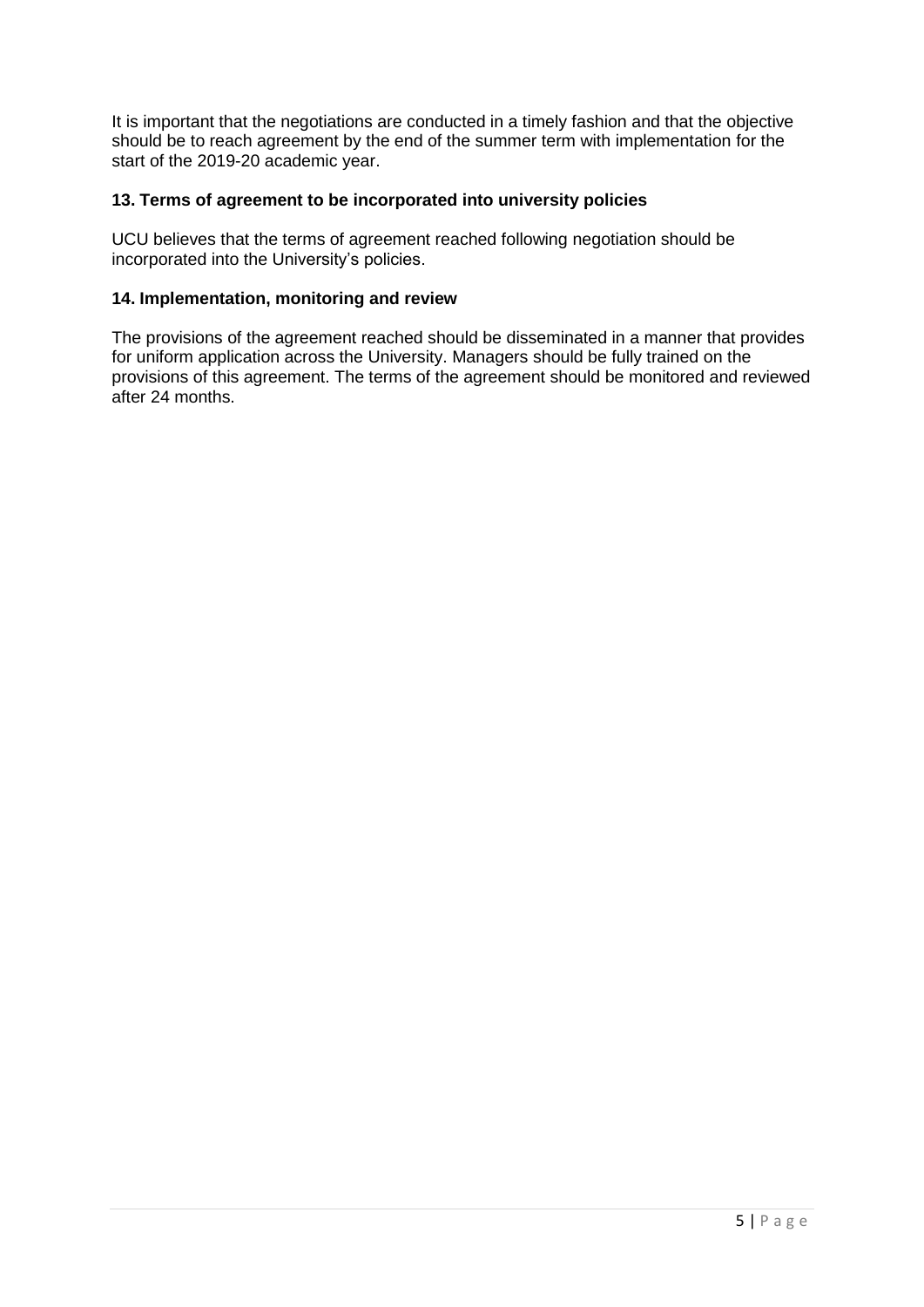It is important that the negotiations are conducted in a timely fashion and that the objective should be to reach agreement by the end of the summer term with implementation for the start of the 2019-20 academic year.

### 13. Terms of agreement to be incorporated into university policies

UCU believes that the terms of agreement reached following negotiation should be incorporated into the University's policies.

### 14. Implementation, monitoring and review

The provisions of the agreement reached should be disseminated in a manner that provides for uniform application across the University. Managers should be fully trained on the provisions of this agreement. The terms of the agreement should be monitored and reviewed after 24 months.